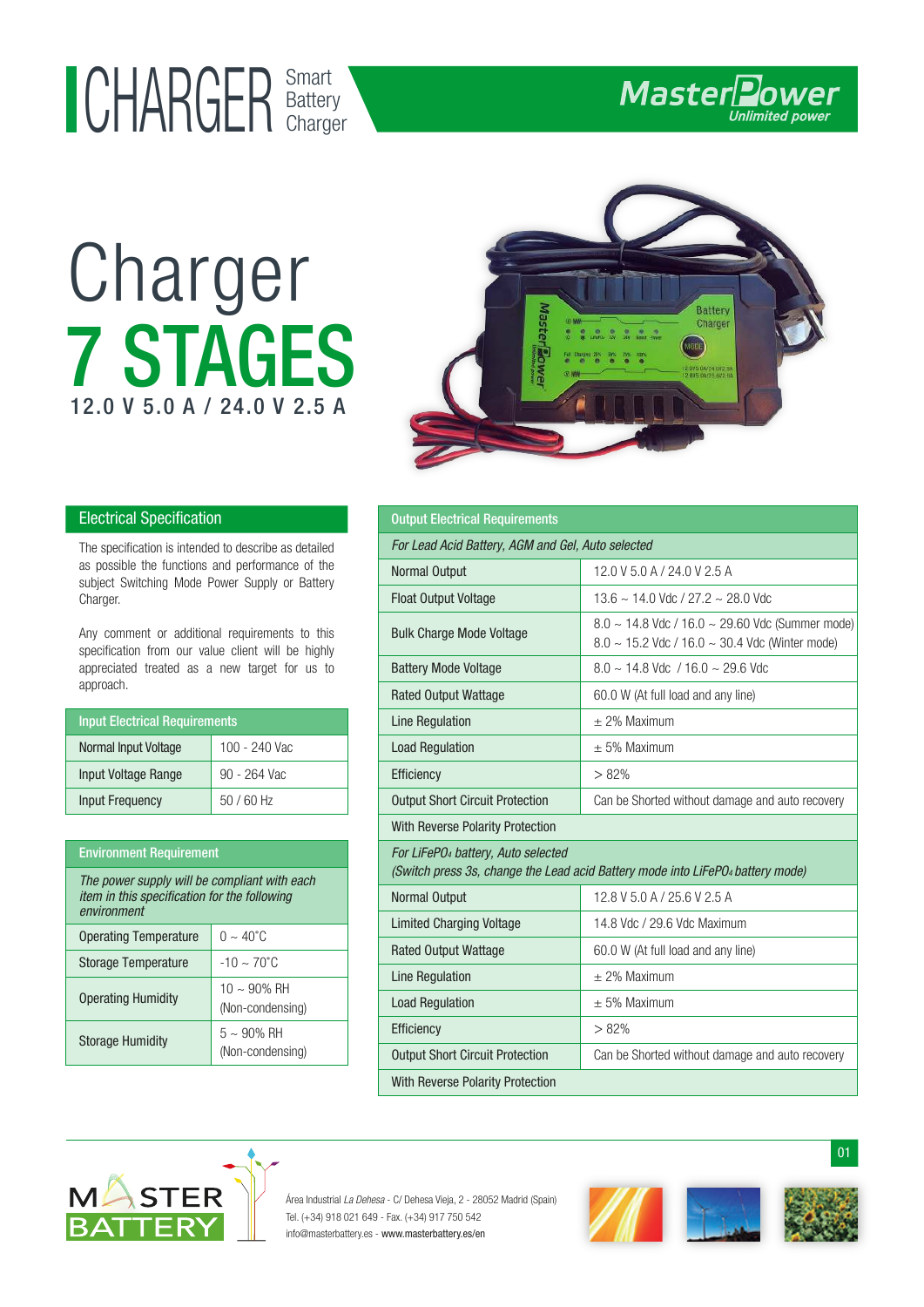# CHARGER Smart Battery Charger

MasterPower
Unlimited power

# Charger
# 7 STAGES
## 12.0 V 5.0 A / 24.0 V 2.5 A

## Electrical Specification

The specification is intended to describe as detailed as possible the functions and performance of the subject Switching Mode Power Supply or Battery Charger.

Any comment or additional requirements to this specification from our value client will be highly appreciated treated as a new target for us to approach.

| Input Electrical Requirements | |
|---|---|
| Normal Input Voltage | 100 - 240 Vac |
| Input Voltage Range | 90 - 264 Vac |
| Input Frequency | 50 / 60 Hz |

| Environment Requirement | |
|---|---|
| *The power supply will be compliant with each item in this specification for the following environment* | |
| Operating Temperature | 0 ~ 40˚C |
| Storage Temperature | -10 ~ 70˚C |
| Operating Humidity | 10 ~ 90% RH (Non-condensing) |
| Storage Humidity | 5 ~ 90% RH (Non-condensing) |

| Output Electrical Requirements | |
|---|---|
| *For Lead Acid Battery, AGM and Gel, Auto selected* | |
| Normal Output | 12.0 V 5.0 A / 24.0 V 2.5 A |
| Float Output Voltage | 13.6 ~ 14.0 Vdc / 27.2 ~ 28.0 Vdc |
| Bulk Charge Mode Voltage | 8.0 ~ 14.8 Vdc / 16.0 ~ 29.60 Vdc (Summer mode)<br>8.0 ~ 15.2 Vdc / 16.0 ~ 30.4 Vdc (Winter mode) |
| Battery Mode Voltage | 8.0 ~ 14.8 Vdc / 16.0 ~ 29.6 Vdc |
| Rated Output Wattage | 60.0 W (At full load and any line) |
| Line Regulation | ± 2% Maximum |
| Load Regulation | ± 5% Maximum |
| Efficiency | > 82% |
| Output Short Circuit Protection | Can be Shorted without damage and auto recovery |
| With Reverse Polarity Protection | |
| *For $LiFePO_4$ battery, Auto selected (Switch press 3s, change the Lead acid Battery mode into $LiFePO_4$ battery mode)* | |
| Normal Output | 12.8 V 5.0 A / 25.6 V 2.5 A |
| Limited Charging Voltage | 14.8 Vdc / 29.6 Vdc Maximum |
| Rated Output Wattage | 60.0 W (At full load and any line) |
| Line Regulation | ± 2% Maximum |
| Load Regulation | ± 5% Maximum |
| Efficiency | > 82% |
| Output Short Circuit Protection | Can be Shorted without damage and auto recovery |
| With Reverse Polarity Protection | |

MASTER BATTERY

Área Industrial *La Dehesa* - C/ Dehesa Vieja, 2 - 28052 Madrid (Spain)
Tel. (+34) 918 021 649 - Fax. (+34) 917 750 542
info@masterbattery.es - www.masterbattery.es/en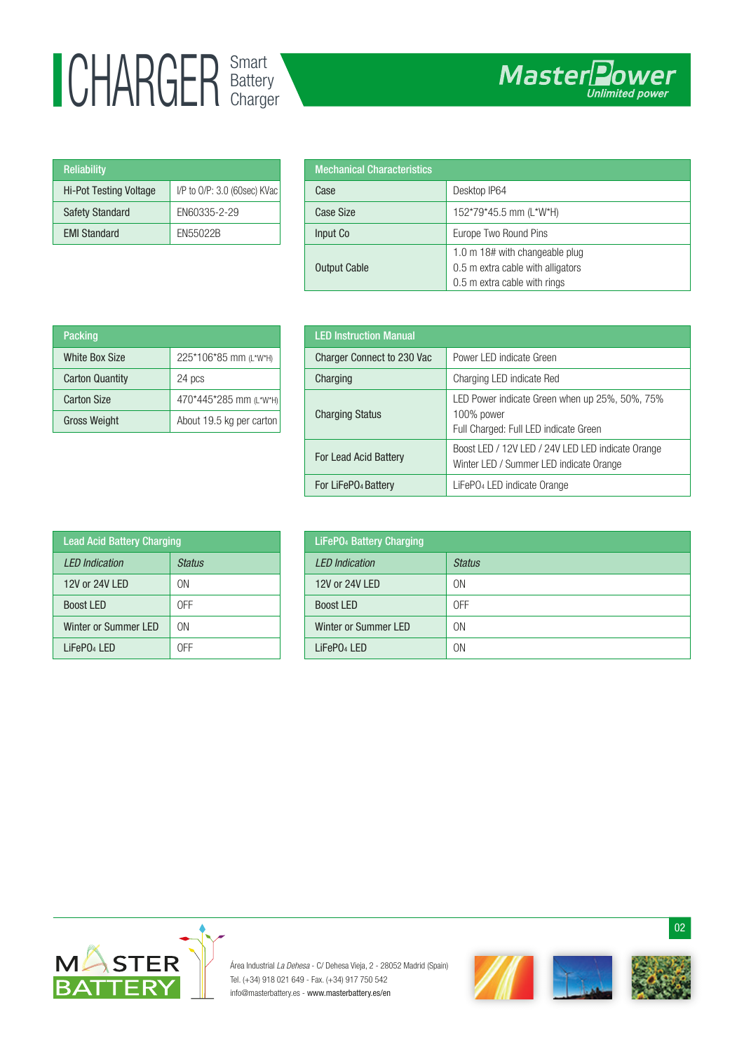# CHARGER Smart Battery Charger

MasterPower
Unlimited power

| Reliability | |
|---|---|
| Hi-Pot Testing Voltage | I/P to O/P: 3.0 (60sec) KVac |
| Safety Standard | EN60335-2-29 |
| EMI Standard | EN55022B |

| Mechanical Characteristics | |
|---|---|
| Case | Desktop IP64 |
| Case Size | 152*79*45.5 mm (L*W*H) |
| Input Co | Europe Two Round Pins |
| Output Cable | 1.0 m 18# with changeable plug<br>0.5 m extra cable with alligators<br>0.5 m extra cable with rings |

| Packing | |
|---|---|
| White Box Size | 225*106*85 mm (L*W*H) |
| Carton Quantity | 24 pcs |
| Carton Size | 470*445*285 mm (L*W*H) |
| Gross Weight | About 19.5 kg per carton |

| LED Instruction Manual | |
|---|---|
| Charger Connect to 230 Vac | Power LED indicate Green |
| Charging | Charging LED indicate Red |
| Charging Status | LED Power indicate Green when up 25%, 50%, 75%<br>100% power<br>Full Charged: Full LED indicate Green |
| For Lead Acid Battery | Boost LED / 12V LED / 24V LED LED indicate Orange<br>Winter LED / Summer LED indicate Orange |
| For $LiFePO_4$ Battery | $LiFePO_4$ LED indicate Orange |

| Lead Acid Battery Charging | |
|---|---|
| *LED Indication* | *Status* |
| 12V or 24V LED | ON |
| Boost LED | OFF |
| Winter or Summer LED | ON |
| $LiFePO_4$ LED | OFF |

| $LiFePO_4$ Battery Charging | |
|---|---|
| *LED Indication* | *Status* |
| 12V or 24V LED | ON |
| Boost LED | OFF |
| Winter or Summer LED | ON |
| $LiFePO_4$ LED | ON |

MASTER BATTERY

Área Industrial *La Dehesa* - C/ Dehesa Vieja, 2 - 28052 Madrid (Spain)
Tel. (+34) 918 021 649 - Fax. (+34) 917 750 542
info@masterbattery.es - www.masterbattery.es/en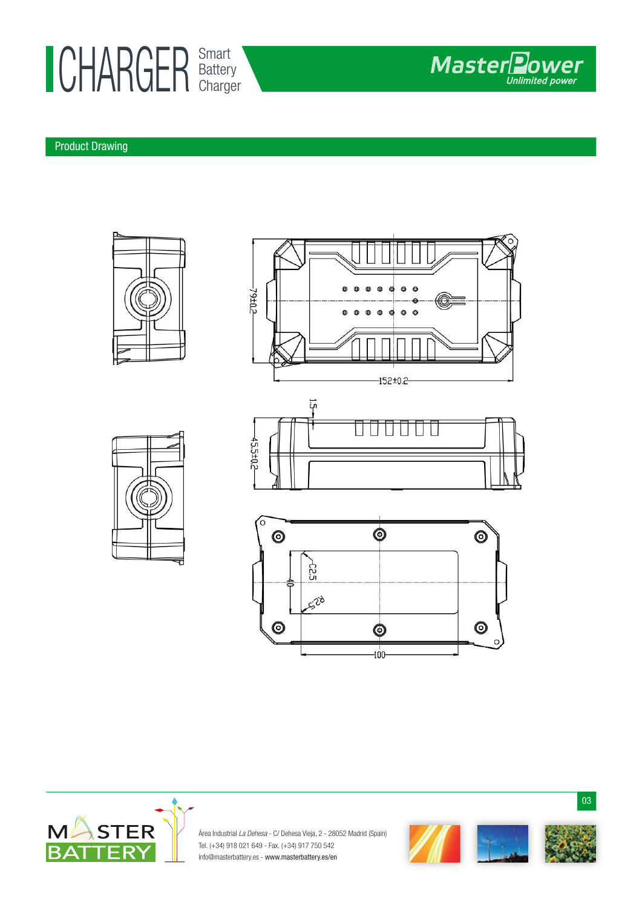# CHARGER Smart Battery Charger

MasterPower
Unlimited power

## Product Drawing

79±0.2

152±0.2

1.5

45.5±0.2

C2.5

40

R2.5

100

Área Industrial *La Dehesa* - C/ Dehesa Vieja, 2 - 28052 Madrid (Spain)
Tel. (+34) 918 021 649 - Fax. (+34) 917 750 542
info@masterbattery.es - www.masterbattery.es/en